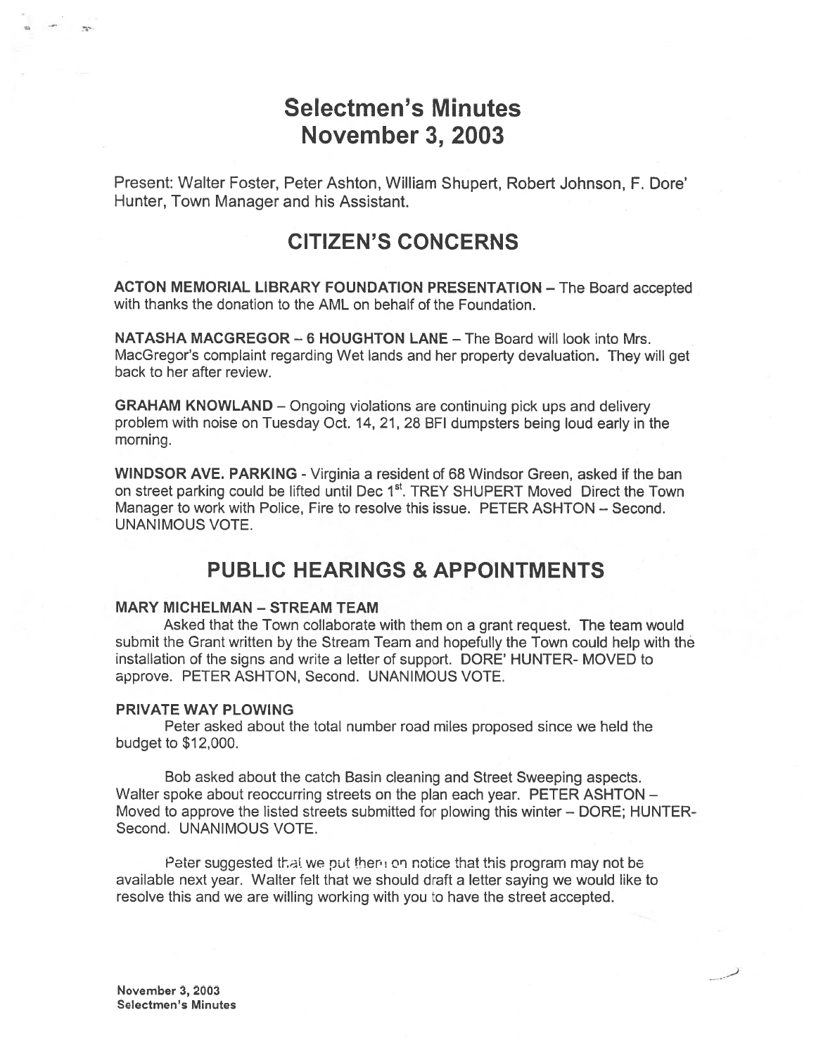# Selectmen's Minutes
# November 3, 2003

Present: Walter Foster, Peter Ashton, William Shupert, Robert Johnson, F. Dore' Hunter, Town Manager and his Assistant.

## CITIZEN'S CONCERNS

**ACTON MEMORIAL LIBRARY FOUNDATION PRESENTATION** – The Board accepted with thanks the donation to the AML on behalf of the Foundation.

**NATASHA MACGREGOR – 6 HOUGHTON LANE** – The Board will look into Mrs. MacGregor's complaint regarding Wet lands and her property devaluation. They will get back to her after review.

**GRAHAM KNOWLAND** – Ongoing violations are continuing pick ups and delivery problem with noise on Tuesday Oct. 14, 21, 28 BFI dumpsters being loud early in the morning.

**WINDSOR AVE. PARKING** - Virginia a resident of 68 Windsor Green, asked if the ban on street parking could be lifted until Dec 1st. TREY SHUPERT Moved Direct the Town Manager to work with Police, Fire to resolve this issue. PETER ASHTON – Second. UNANIMOUS VOTE.

## PUBLIC HEARINGS & APPOINTMENTS

### MARY MICHELMAN – STREAM TEAM

Asked that the Town collaborate with them on a grant request. The team would submit the Grant written by the Stream Team and hopefully the Town could help with the installation of the signs and write a letter of support. DORE' HUNTER- MOVED to approve. PETER ASHTON, Second. UNANIMOUS VOTE.

### PRIVATE WAY PLOWING

Peter asked about the total number road miles proposed since we held the budget to $12,000.

Bob asked about the catch Basin cleaning and Street Sweeping aspects. Walter spoke about reoccurring streets on the plan each year. PETER ASHTON – Moved to approve the listed streets submitted for plowing this winter – DORE; HUNTER- Second. UNANIMOUS VOTE.

Peter suggested that we put them on notice that this program may not be available next year. Walter felt that we should draft a letter saying we would like to resolve this and we are willing working with you to have the street accepted.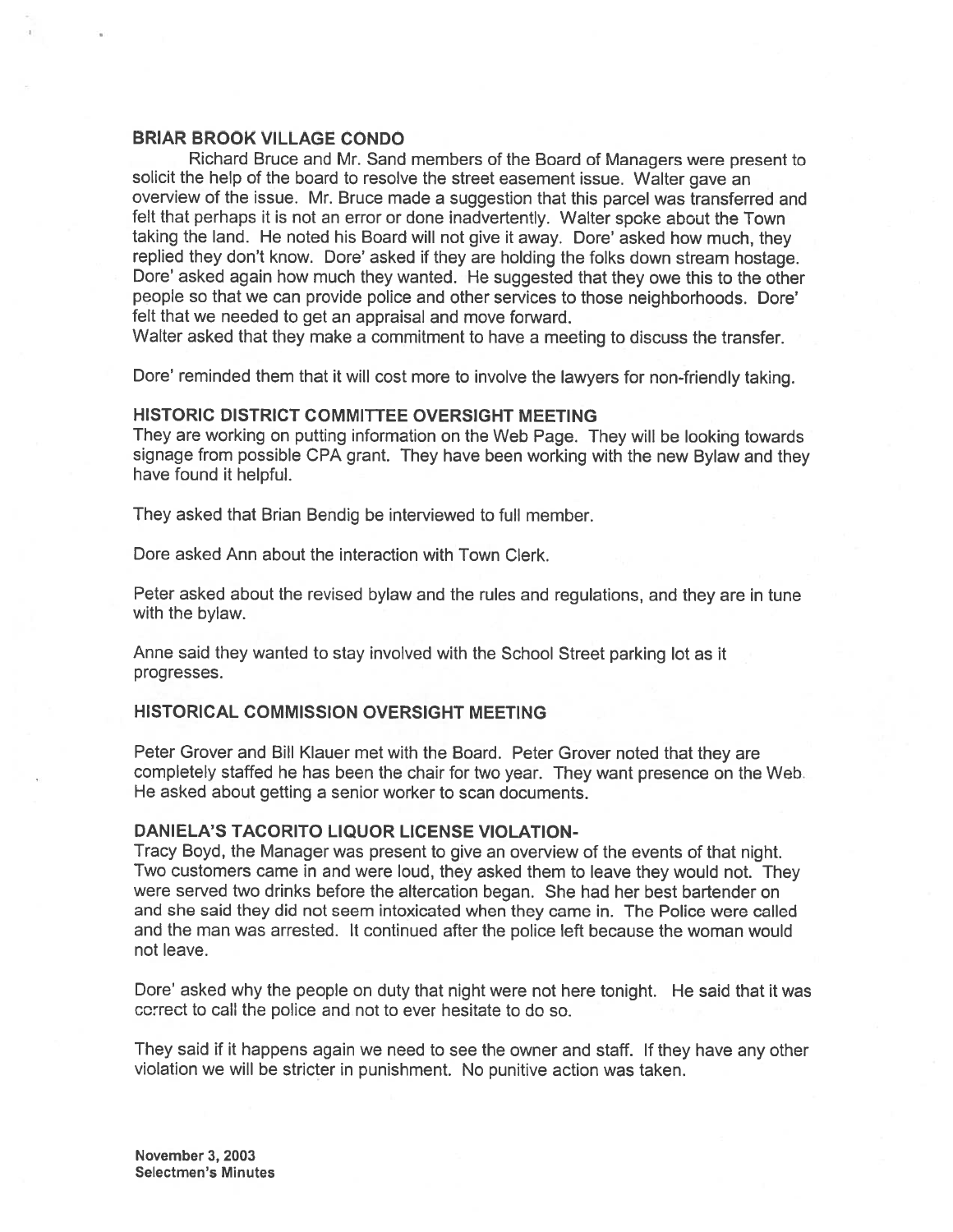### BRIAR BROOK VILLAGE CONDO

Richard Bruce and Mr. Sand members of the Board of Managers were present to solicit the help of the board to resolve the street easement issue. Walter gave an overview of the issue. Mr. Bruce made a suggestion that this parcel was transferred and felt that perhaps it is not an error or done inadvertently. Walter spoke about the Town taking the land. He noted his Board will not give it away. Dore' asked how much, they replied they don't know. Dore' asked if they are holding the folks down stream hostage. Dore' asked again how much they wanted. He suggested that they owe this to the other people so that we can provide police and other services to those neighborhoods. Dore' felt that we needed to get an appraisal and move forward.
Walter asked that they make a commitment to have a meeting to discuss the transfer.

Dore' reminded them that it will cost more to involve the lawyers for non-friendly taking.

### HISTORIC DISTRICT COMMITTEE OVERSIGHT MEETING

They are working on putting information on the Web Page. They will be looking towards signage from possible CPA grant. They have been working with the new Bylaw and they have found it helpful.

They asked that Brian Bendig be interviewed to full member.

Dore asked Ann about the interaction with Town Clerk.

Peter asked about the revised bylaw and the rules and regulations, and they are in tune with the bylaw.

Anne said they wanted to stay involved with the School Street parking lot as it progresses.

### HISTORICAL COMMISSION OVERSIGHT MEETING

Peter Grover and Bill Klauer met with the Board. Peter Grover noted that they are completely staffed he has been the chair for two year. They want presence on the Web. He asked about getting a senior worker to scan documents.

### DANIELA'S TACORITO LIQUOR LICENSE VIOLATION-

Tracy Boyd, the Manager was present to give an overview of the events of that night. Two customers came in and were loud, they asked them to leave they would not. They were served two drinks before the altercation began. She had her best bartender on and she said they did not seem intoxicated when they came in. The Police were called and the man was arrested. It continued after the police left because the woman would not leave.

Dore' asked why the people on duty that night were not here tonight. He said that it was correct to call the police and not to ever hesitate to do so.

They said if it happens again we need to see the owner and staff. If they have any other violation we will be stricter in punishment. No punitive action was taken.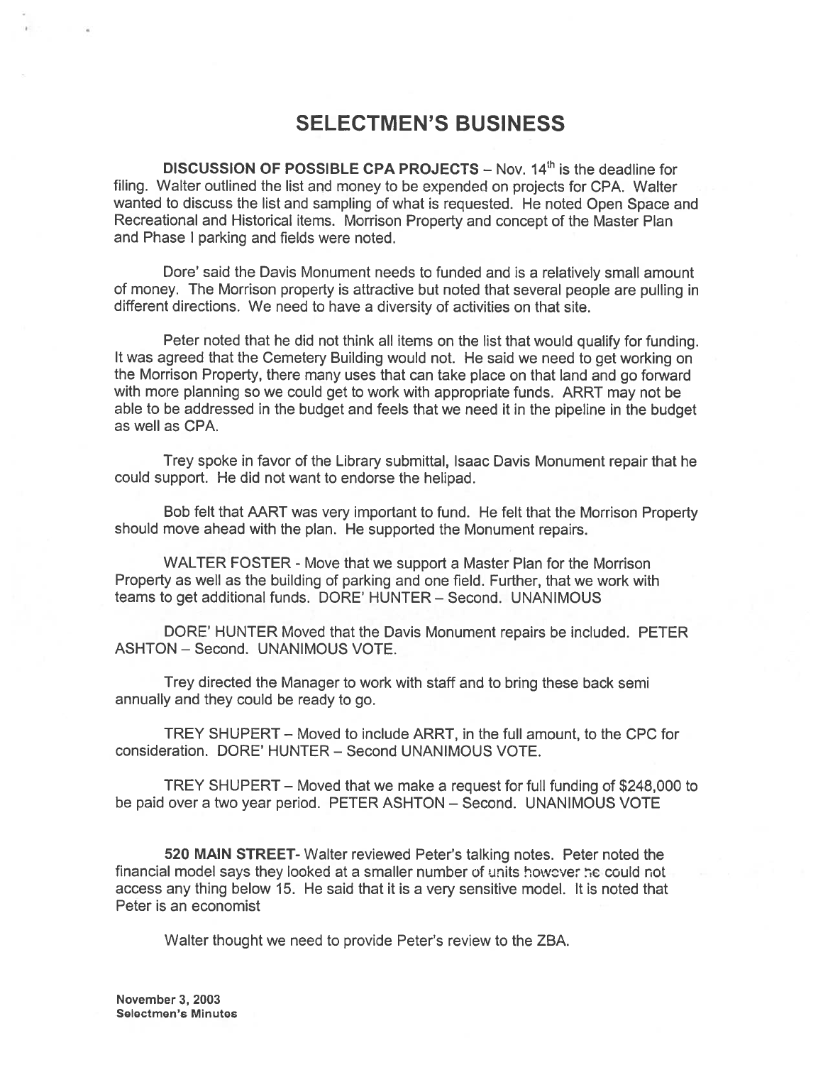# SELECTMEN'S BUSINESS

**DISCUSSION OF POSSIBLE CPA PROJECTS** – Nov. 14th is the deadline for filing. Walter outlined the list and money to be expended on projects for CPA. Walter wanted to discuss the list and sampling of what is requested. He noted Open Space and Recreational and Historical items. Morrison Property and concept of the Master Plan and Phase I parking and fields were noted.

Dore' said the Davis Monument needs to funded and is a relatively small amount of money. The Morrison property is attractive but noted that several people are pulling in different directions. We need to have a diversity of activities on that site.

Peter noted that he did not think all items on the list that would qualify for funding. It was agreed that the Cemetery Building would not. He said we need to get working on the Morrison Property, there many uses that can take place on that land and go forward with more planning so we could get to work with appropriate funds. ARRT may not be able to be addressed in the budget and feels that we need it in the pipeline in the budget as well as CPA.

Trey spoke in favor of the Library submittal, Isaac Davis Monument repair that he could support. He did not want to endorse the helipad.

Bob felt that AART was very important to fund. He felt that the Morrison Property should move ahead with the plan. He supported the Monument repairs.

WALTER FOSTER - Move that we support a Master Plan for the Morrison Property as well as the building of parking and one field. Further, that we work with teams to get additional funds. DORE' HUNTER – Second. UNANIMOUS

DORE' HUNTER Moved that the Davis Monument repairs be included. PETER ASHTON – Second. UNANIMOUS VOTE.

Trey directed the Manager to work with staff and to bring these back semi annually and they could be ready to go.

TREY SHUPERT – Moved to include ARRT, in the full amount, to the CPC for consideration. DORE' HUNTER – Second UNANIMOUS VOTE.

TREY SHUPERT – Moved that we make a request for full funding of $248,000 to be paid over a two year period. PETER ASHTON – Second. UNANIMOUS VOTE

**520 MAIN STREET**- Walter reviewed Peter's talking notes. Peter noted the financial model says they looked at a smaller number of units however he could not access any thing below 15. He said that it is a very sensitive model. It is noted that Peter is an economist

Walter thought we need to provide Peter's review to the ZBA.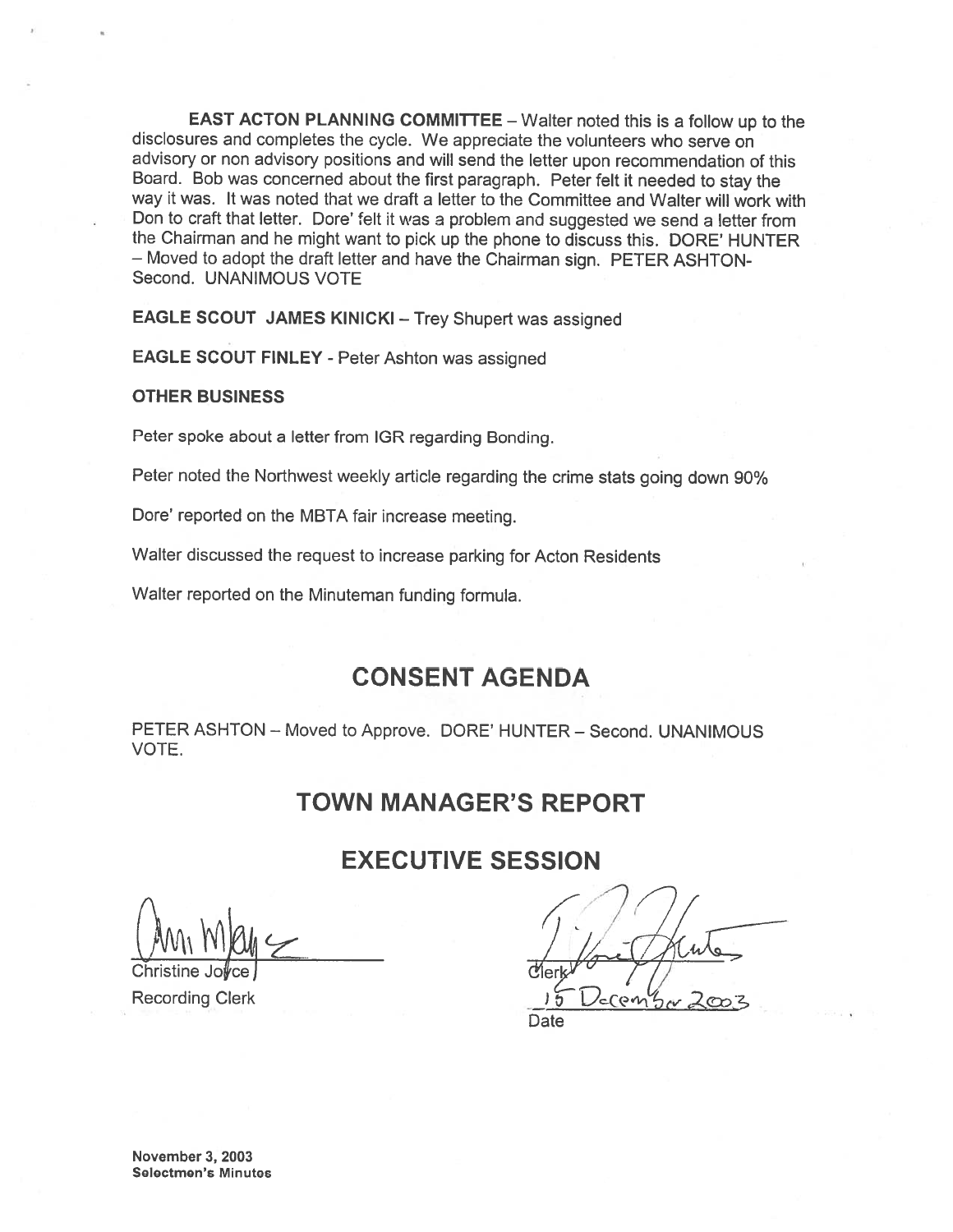**EAST ACTON PLANNING COMMITTEE** – Walter noted this is a follow up to the disclosures and completes the cycle. We appreciate the volunteers who serve on advisory or non advisory positions and will send the letter upon recommendation of this Board. Bob was concerned about the first paragraph. Peter felt it needed to stay the way it was. It was noted that we draft a letter to the Committee and Walter will work with Don to craft that letter. Dore' felt it was a problem and suggested we send a letter from the Chairman and he might want to pick up the phone to discuss this. DORE' HUNTER – Moved to adopt the draft letter and have the Chairman sign. PETER ASHTON-Second. UNANIMOUS VOTE

**EAGLE SCOUT JAMES KINICKI** – Trey Shupert was assigned

**EAGLE SCOUT FINLEY** - Peter Ashton was assigned

**OTHER BUSINESS**

Peter spoke about a letter from IGR regarding Bonding.

Peter noted the Northwest weekly article regarding the crime stats going down 90%

Dore' reported on the MBTA fair increase meeting.

Walter discussed the request to increase parking for Acton Residents

Walter reported on the Minuteman funding formula.

## CONSENT AGENDA

PETER ASHTON – Moved to Approve. DORE' HUNTER – Second. UNANIMOUS VOTE.

## TOWN MANAGER'S REPORT

## EXECUTIVE SESSION

Christine Joyce
Recording Clerk

Clerk
15 December 2003
Date

November 3, 2003
Selectmen's Minutes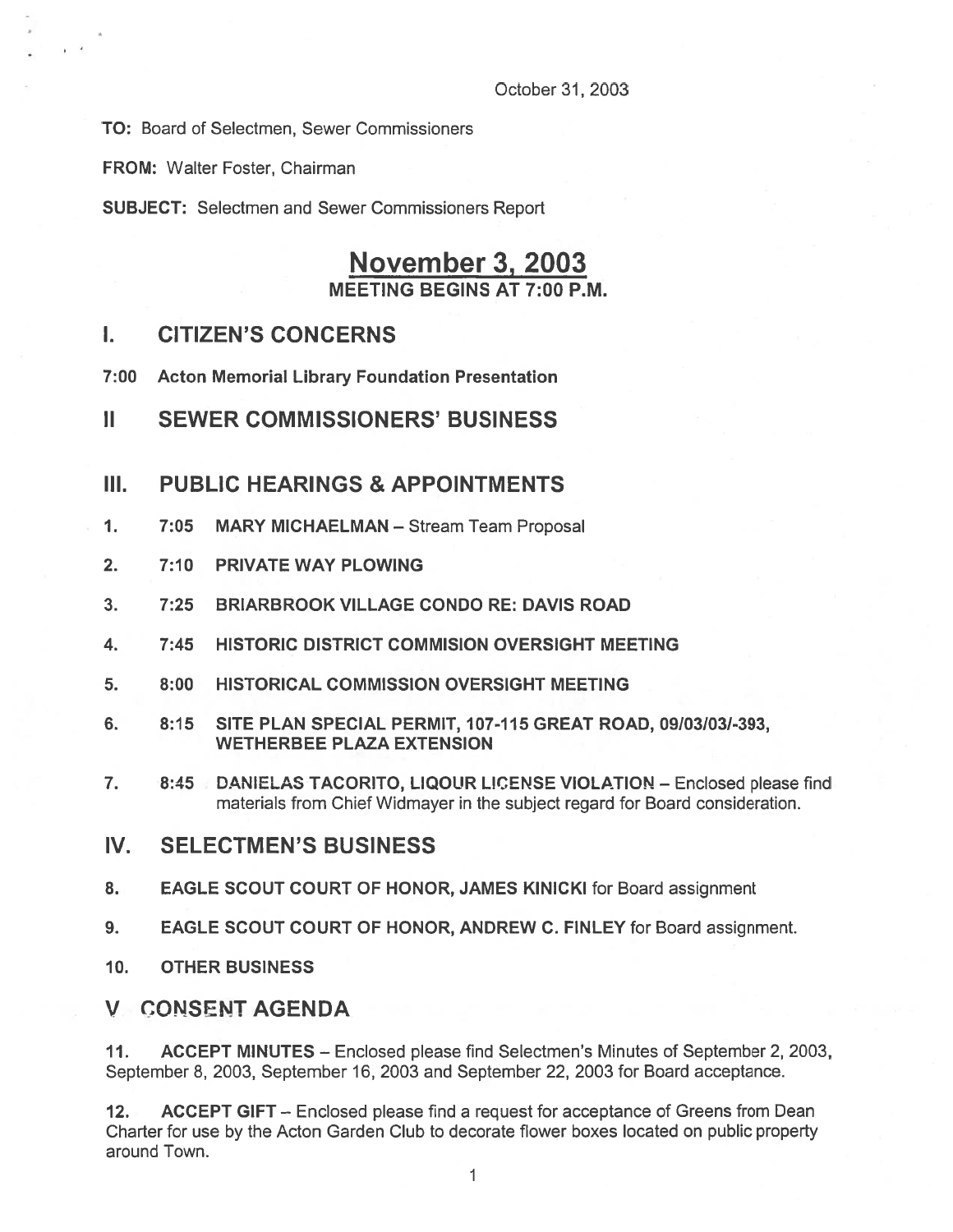October 31, 2003

**TO:** Board of Selectmen, Sewer Commissioners

**FROM:** Walter Foster, Chairman

**SUBJECT:** Selectmen and Sewer Commissioners Report

# November 3, 2003

**MEETING BEGINS AT 7:00 P.M.**

## I. CITIZEN'S CONCERNS

**7:00 Acton Memorial Library Foundation Presentation**

## II SEWER COMMISSIONERS' BUSINESS

## III. PUBLIC HEARINGS & APPOINTMENTS

1. **7:05 MARY MICHAELMAN** – Stream Team Proposal

2. **7:10 PRIVATE WAY PLOWING**

3. **7:25 BRIARBROOK VILLAGE CONDO RE: DAVIS ROAD**

4. **7:45 HISTORIC DISTRICT COMMISION OVERSIGHT MEETING**

5. **8:00 HISTORICAL COMMISSION OVERSIGHT MEETING**

6. **8:15 SITE PLAN SPECIAL PERMIT, 107-115 GREAT ROAD, 09/03/03/-393, WETHERBEE PLAZA EXTENSION**

7. **8:45 DANIELAS TACORITO, LIQOUR LICENSE VIOLATION** – Enclosed please find materials from Chief Widmayer in the subject regard for Board consideration.

## IV. SELECTMEN'S BUSINESS

8. **EAGLE SCOUT COURT OF HONOR, JAMES KINICKI** for Board assignment

9. **EAGLE SCOUT COURT OF HONOR, ANDREW C. FINLEY** for Board assignment.

10. **OTHER BUSINESS**

## V CONSENT AGENDA

11. **ACCEPT MINUTES** – Enclosed please find Selectmen's Minutes of September 2, 2003, September 8, 2003, September 16, 2003 and September 22, 2003 for Board acceptance.

12. **ACCEPT GIFT** – Enclosed please find a request for acceptance of Greens from Dean Charter for use by the Acton Garden Club to decorate flower boxes located on public property around Town.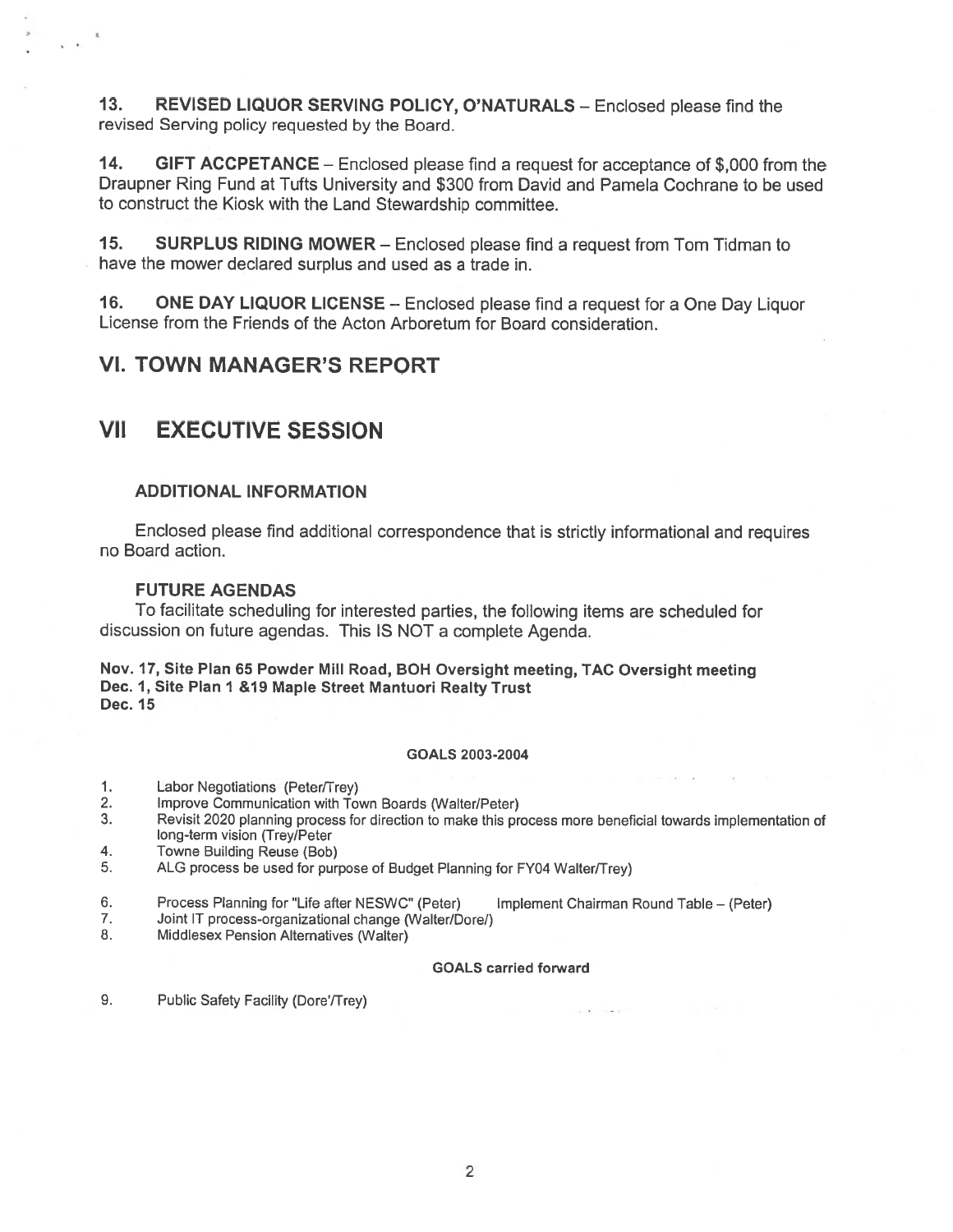**13. REVISED LIQUOR SERVING POLICY, O'NATURALS** – Enclosed please find the revised Serving policy requested by the Board.

**14. GIFT ACCPETANCE** – Enclosed please find a request for acceptance of $,000 from the Draupner Ring Fund at Tufts University and $300 from David and Pamela Cochrane to be used to construct the Kiosk with the Land Stewardship committee.

**15. SURPLUS RIDING MOWER** – Enclosed please find a request from Tom Tidman to have the mower declared surplus and used as a trade in.

**16. ONE DAY LIQUOR LICENSE** – Enclosed please find a request for a One Day Liquor License from the Friends of the Acton Arboretum for Board consideration.

## VI. TOWN MANAGER'S REPORT

## VII EXECUTIVE SESSION

### ADDITIONAL INFORMATION

Enclosed please find additional correspondence that is strictly informational and requires no Board action.

### FUTURE AGENDAS

To facilitate scheduling for interested parties, the following items are scheduled for discussion on future agendas. This IS NOT a complete Agenda.

**Nov. 17, Site Plan 65 Powder Mill Road, BOH Oversight meeting, TAC Oversight meeting**
**Dec. 1, Site Plan 1 &19 Maple Street Mantuori Realty Trust**
**Dec. 15**

**GOALS 2003-2004**

1. Labor Negotiations (Peter/Trey)
2. Improve Communication with Town Boards (Walter/Peter)
3. Revisit 2020 planning process for direction to make this process more beneficial towards implementation of long-term vision (Trey/Peter
4. Towne Building Reuse (Bob)
5. ALG process be used for purpose of Budget Planning for FY04 Walter/Trey)
6. Process Planning for "Life after NESWC" (Peter) Implement Chairman Round Table – (Peter)
7. Joint IT process-organizational change (Walter/Dore/)
8. Middlesex Pension Alternatives (Walter)

**GOALS carried forward**

9. Public Safety Facility (Dore'/Trey)